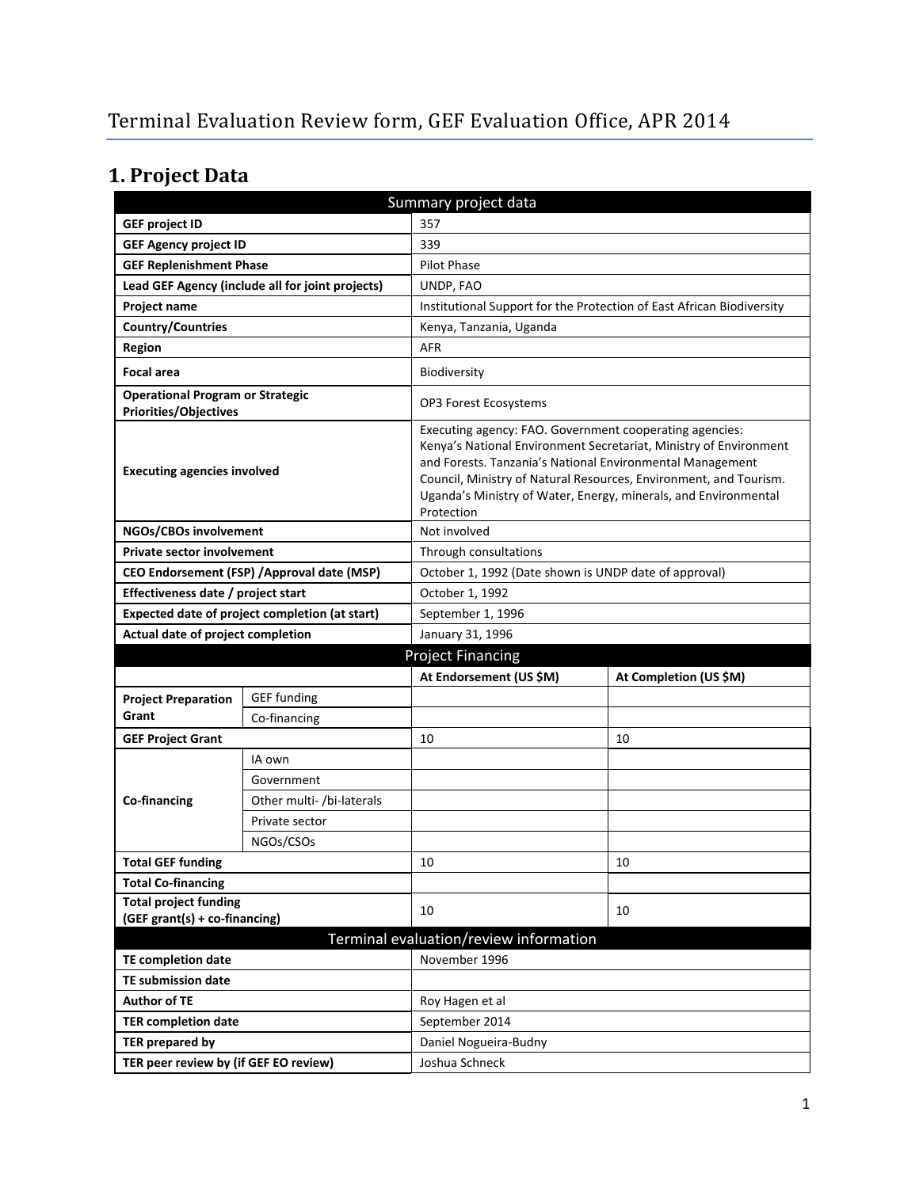# Terminal Evaluation Review form, GEF Evaluation Office, APR 2014

## 1. Project Data

| Summary project data | | | |
|---|---|---|---|
| **GEF project ID** | | 357 | |
| **GEF Agency project ID** | | 339 | |
| **GEF Replenishment Phase** | | Pilot Phase | |
| **Lead GEF Agency (include all for joint projects)** | | UNDP, FAO | |
| **Project name** | | Institutional Support for the Protection of East African Biodiversity | |
| **Country/Countries** | | Kenya, Tanzania, Uganda | |
| **Region** | | AFR | |
| **Focal area** | | Biodiversity | |
| **Operational Program or Strategic Priorities/Objectives** | | OP3 Forest Ecosystems | |
| **Executing agencies involved** | | Executing agency: FAO. Government cooperating agencies: Kenya's National Environment Secretariat, Ministry of Environment and Forests. Tanzania's National Environmental Management Council, Ministry of Natural Resources, Environment, and Tourism. Uganda's Ministry of Water, Energy, minerals, and Environmental Protection | |
| **NGOs/CBOs involvement** | | Not involved | |
| **Private sector involvement** | | Through consultations | |
| **CEO Endorsement (FSP) /Approval date (MSP)** | | October 1, 1992 (Date shown is UNDP date of approval) | |
| **Effectiveness date / project start** | | October 1, 1992 | |
| **Expected date of project completion (at start)** | | September 1, 1996 | |
| **Actual date of project completion** | | January 31, 1996 | |
| **Project Financing** | | | |
| | | **At Endorsement (US $M)** | **At Completion (US $M)** |
| **Project Preparation Grant** | GEF funding | | |
| | Co-financing | | |
| **GEF Project Grant** | | 10 | 10 |
| **Co-financing** | IA own | | |
| | Government | | |
| | Other multi- /bi-laterals | | |
| | Private sector | | |
| | NGOs/CSOs | | |
| **Total GEF funding** | | 10 | 10 |
| **Total Co-financing** | | | |
| **Total project funding (GEF grant(s) + co-financing)** | | 10 | 10 |
| **Terminal evaluation/review information** | | | |
| **TE completion date** | | November 1996 | |
| **TE submission date** | | | |
| **Author of TE** | | Roy Hagen et al | |
| **TER completion date** | | September 2014 | |
| **TER prepared by** | | Daniel Nogueira-Budny | |
| **TER peer review by (if GEF EO review)** | | Joshua Schneck | |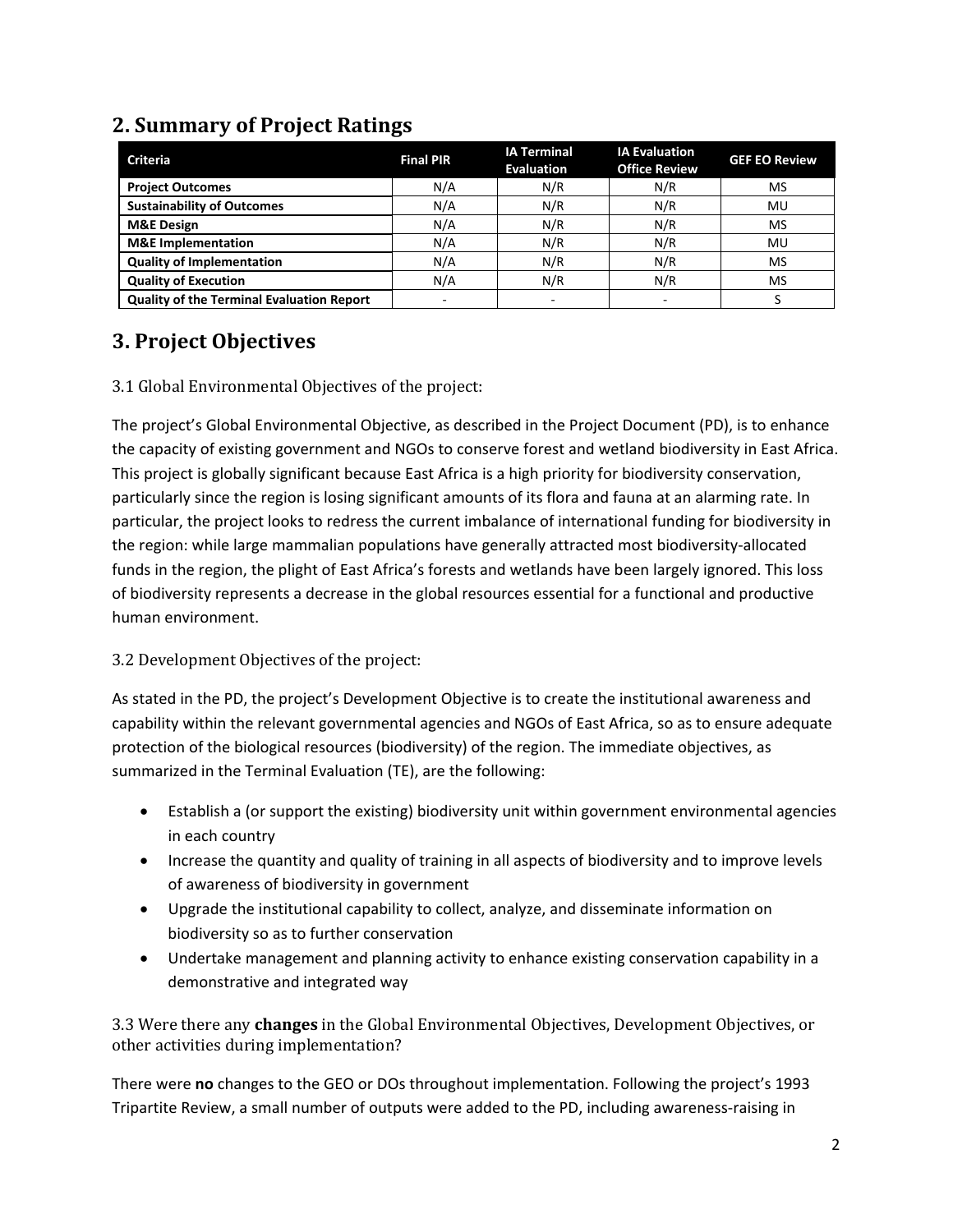## 2. Summary of Project Ratings

| Criteria | Final PIR | IA Terminal Evaluation | IA Evaluation Office Review | GEF EO Review |
|---|---|---|---|---|
| **Project Outcomes** | N/A | N/R | N/R | MS |
| **Sustainability of Outcomes** | N/A | N/R | N/R | MU |
| **M&E Design** | N/A | N/R | N/R | MS |
| **M&E Implementation** | N/A | N/R | N/R | MU |
| **Quality of Implementation** | N/A | N/R | N/R | MS |
| **Quality of Execution** | N/A | N/R | N/R | MS |
| **Quality of the Terminal Evaluation Report** | - | - | - | S |

## 3. Project Objectives

### 3.1 Global Environmental Objectives of the project:

The project's Global Environmental Objective, as described in the Project Document (PD), is to enhance the capacity of existing government and NGOs to conserve forest and wetland biodiversity in East Africa. This project is globally significant because East Africa is a high priority for biodiversity conservation, particularly since the region is losing significant amounts of its flora and fauna at an alarming rate. In particular, the project looks to redress the current imbalance of international funding for biodiversity in the region: while large mammalian populations have generally attracted most biodiversity-allocated funds in the region, the plight of East Africa's forests and wetlands have been largely ignored. This loss of biodiversity represents a decrease in the global resources essential for a functional and productive human environment.

### 3.2 Development Objectives of the project:

As stated in the PD, the project's Development Objective is to create the institutional awareness and capability within the relevant governmental agencies and NGOs of East Africa, so as to ensure adequate protection of the biological resources (biodiversity) of the region. The immediate objectives, as summarized in the Terminal Evaluation (TE), are the following:

- Establish a (or support the existing) biodiversity unit within government environmental agencies in each country
- Increase the quantity and quality of training in all aspects of biodiversity and to improve levels of awareness of biodiversity in government
- Upgrade the institutional capability to collect, analyze, and disseminate information on biodiversity so as to further conservation
- Undertake management and planning activity to enhance existing conservation capability in a demonstrative and integrated way

### 3.3 Were there any **changes** in the Global Environmental Objectives, Development Objectives, or other activities during implementation?

There were **no** changes to the GEO or DOs throughout implementation. Following the project's 1993 Tripartite Review, a small number of outputs were added to the PD, including awareness-raising in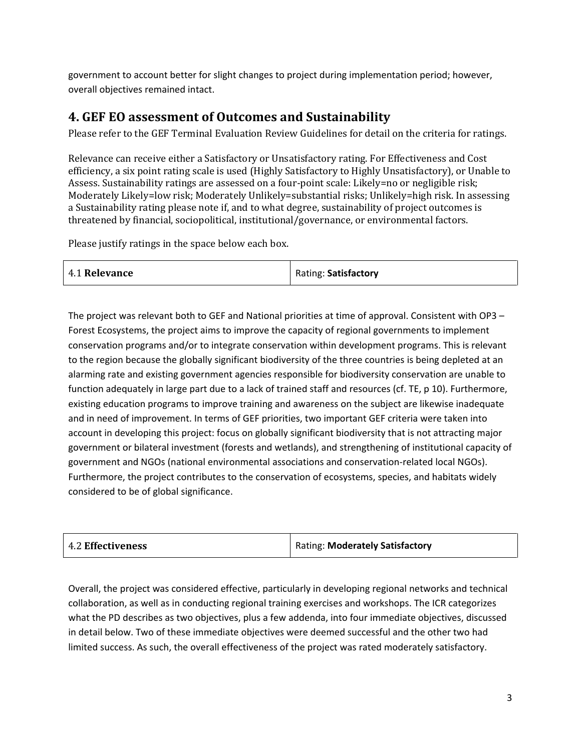government to account better for slight changes to project during implementation period; however, overall objectives remained intact.

## 4. GEF EO assessment of Outcomes and Sustainability

Please refer to the GEF Terminal Evaluation Review Guidelines for detail on the criteria for ratings.

Relevance can receive either a Satisfactory or Unsatisfactory rating. For Effectiveness and Cost efficiency, a six point rating scale is used (Highly Satisfactory to Highly Unsatisfactory), or Unable to Assess. Sustainability ratings are assessed on a four-point scale: Likely=no or negligible risk; Moderately Likely=low risk; Moderately Unlikely=substantial risks; Unlikely=high risk. In assessing a Sustainability rating please note if, and to what degree, sustainability of project outcomes is threatened by financial, sociopolitical, institutional/governance, or environmental factors.

Please justify ratings in the space below each box.

| 4.1 **Relevance** | Rating: **Satisfactory** |
|---|---|

The project was relevant both to GEF and National priorities at time of approval. Consistent with OP3 – Forest Ecosystems, the project aims to improve the capacity of regional governments to implement conservation programs and/or to integrate conservation within development programs. This is relevant to the region because the globally significant biodiversity of the three countries is being depleted at an alarming rate and existing government agencies responsible for biodiversity conservation are unable to function adequately in large part due to a lack of trained staff and resources (cf. TE, p 10). Furthermore, existing education programs to improve training and awareness on the subject are likewise inadequate and in need of improvement. In terms of GEF priorities, two important GEF criteria were taken into account in developing this project: focus on globally significant biodiversity that is not attracting major government or bilateral investment (forests and wetlands), and strengthening of institutional capacity of government and NGOs (national environmental associations and conservation-related local NGOs). Furthermore, the project contributes to the conservation of ecosystems, species, and habitats widely considered to be of global significance.

| 4.2 **Effectiveness** | Rating: **Moderately Satisfactory** |
|---|---|

Overall, the project was considered effective, particularly in developing regional networks and technical collaboration, as well as in conducting regional training exercises and workshops. The ICR categorizes what the PD describes as two objectives, plus a few addenda, into four immediate objectives, discussed in detail below. Two of these immediate objectives were deemed successful and the other two had limited success. As such, the overall effectiveness of the project was rated moderately satisfactory.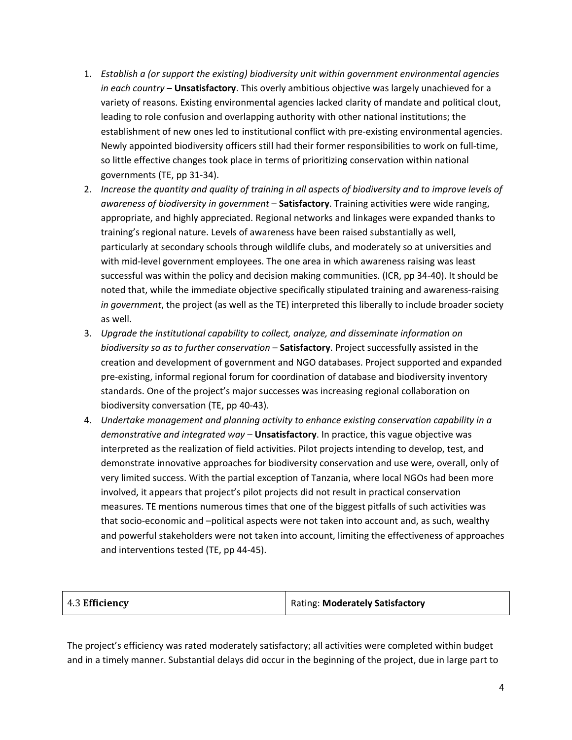1. *Establish a (or support the existing) biodiversity unit within government environmental agencies in each country* – **Unsatisfactory**. This overly ambitious objective was largely unachieved for a variety of reasons. Existing environmental agencies lacked clarity of mandate and political clout, leading to role confusion and overlapping authority with other national institutions; the establishment of new ones led to institutional conflict with pre-existing environmental agencies. Newly appointed biodiversity officers still had their former responsibilities to work on full-time, so little effective changes took place in terms of prioritizing conservation within national governments (TE, pp 31-34).
2. *Increase the quantity and quality of training in all aspects of biodiversity and to improve levels of awareness of biodiversity in government* – **Satisfactory**. Training activities were wide ranging, appropriate, and highly appreciated. Regional networks and linkages were expanded thanks to training's regional nature. Levels of awareness have been raised substantially as well, particularly at secondary schools through wildlife clubs, and moderately so at universities and with mid-level government employees. The one area in which awareness raising was least successful was within the policy and decision making communities. (ICR, pp 34-40). It should be noted that, while the immediate objective specifically stipulated training and awareness-raising *in government*, the project (as well as the TE) interpreted this liberally to include broader society as well.
3. *Upgrade the institutional capability to collect, analyze, and disseminate information on biodiversity so as to further conservation* – **Satisfactory**. Project successfully assisted in the creation and development of government and NGO databases. Project supported and expanded pre-existing, informal regional forum for coordination of database and biodiversity inventory standards. One of the project's major successes was increasing regional collaboration on biodiversity conversation (TE, pp 40-43).
4. *Undertake management and planning activity to enhance existing conservation capability in a demonstrative and integrated way* – **Unsatisfactory**. In practice, this vague objective was interpreted as the realization of field activities. Pilot projects intending to develop, test, and demonstrate innovative approaches for biodiversity conservation and use were, overall, only of very limited success. With the partial exception of Tanzania, where local NGOs had been more involved, it appears that project's pilot projects did not result in practical conservation measures. TE mentions numerous times that one of the biggest pitfalls of such activities was that socio-economic and –political aspects were not taken into account and, as such, wealthy and powerful stakeholders were not taken into account, limiting the effectiveness of approaches and interventions tested (TE, pp 44-45).

| 4.3 **Efficiency** | Rating: **Moderately Satisfactory** |
|---|---|

The project's efficiency was rated moderately satisfactory; all activities were completed within budget and in a timely manner. Substantial delays did occur in the beginning of the project, due in large part to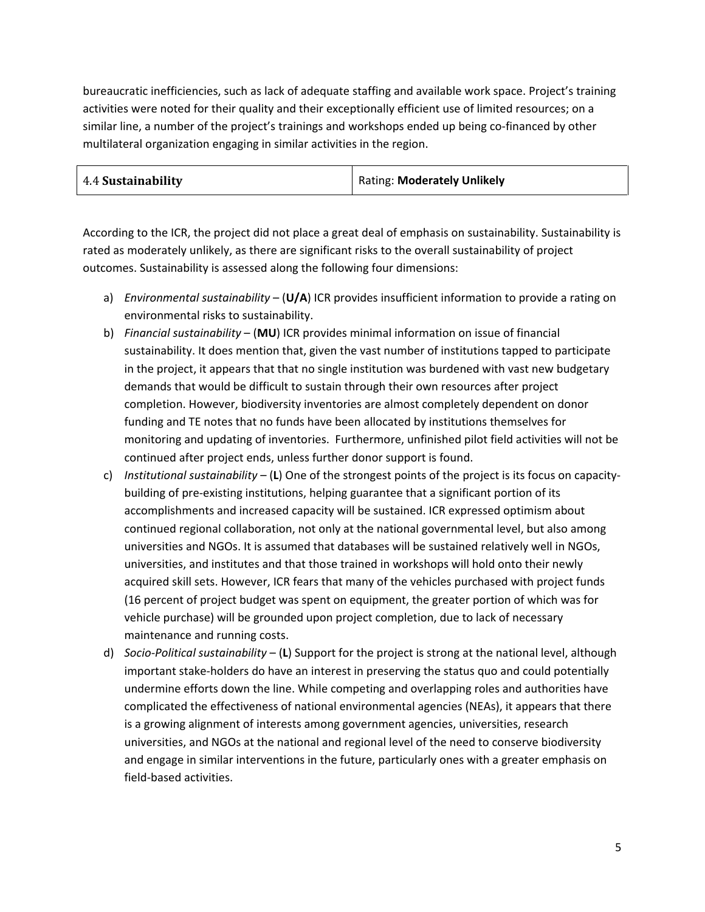bureaucratic inefficiencies, such as lack of adequate staffing and available work space. Project's training activities were noted for their quality and their exceptionally efficient use of limited resources; on a similar line, a number of the project's trainings and workshops ended up being co-financed by other multilateral organization engaging in similar activities in the region.

| 4.4 **Sustainability** | Rating: **Moderately Unlikely** |
|---|---|

According to the ICR, the project did not place a great deal of emphasis on sustainability. Sustainability is rated as moderately unlikely, as there are significant risks to the overall sustainability of project outcomes. Sustainability is assessed along the following four dimensions:

a) *Environmental sustainability* – (**U/A**) ICR provides insufficient information to provide a rating on environmental risks to sustainability.
b) *Financial sustainability* – (**MU**) ICR provides minimal information on issue of financial sustainability. It does mention that, given the vast number of institutions tapped to participate in the project, it appears that that no single institution was burdened with vast new budgetary demands that would be difficult to sustain through their own resources after project completion. However, biodiversity inventories are almost completely dependent on donor funding and TE notes that no funds have been allocated by institutions themselves for monitoring and updating of inventories. Furthermore, unfinished pilot field activities will not be continued after project ends, unless further donor support is found.
c) *Institutional sustainability* – (**L**) One of the strongest points of the project is its focus on capacity-building of pre-existing institutions, helping guarantee that a significant portion of its accomplishments and increased capacity will be sustained. ICR expressed optimism about continued regional collaboration, not only at the national governmental level, but also among universities and NGOs. It is assumed that databases will be sustained relatively well in NGOs, universities, and institutes and that those trained in workshops will hold onto their newly acquired skill sets. However, ICR fears that many of the vehicles purchased with project funds (16 percent of project budget was spent on equipment, the greater portion of which was for vehicle purchase) will be grounded upon project completion, due to lack of necessary maintenance and running costs.
d) *Socio-Political sustainability* – (**L**) Support for the project is strong at the national level, although important stake-holders do have an interest in preserving the status quo and could potentially undermine efforts down the line. While competing and overlapping roles and authorities have complicated the effectiveness of national environmental agencies (NEAs), it appears that there is a growing alignment of interests among government agencies, universities, research universities, and NGOs at the national and regional level of the need to conserve biodiversity and engage in similar interventions in the future, particularly ones with a greater emphasis on field-based activities.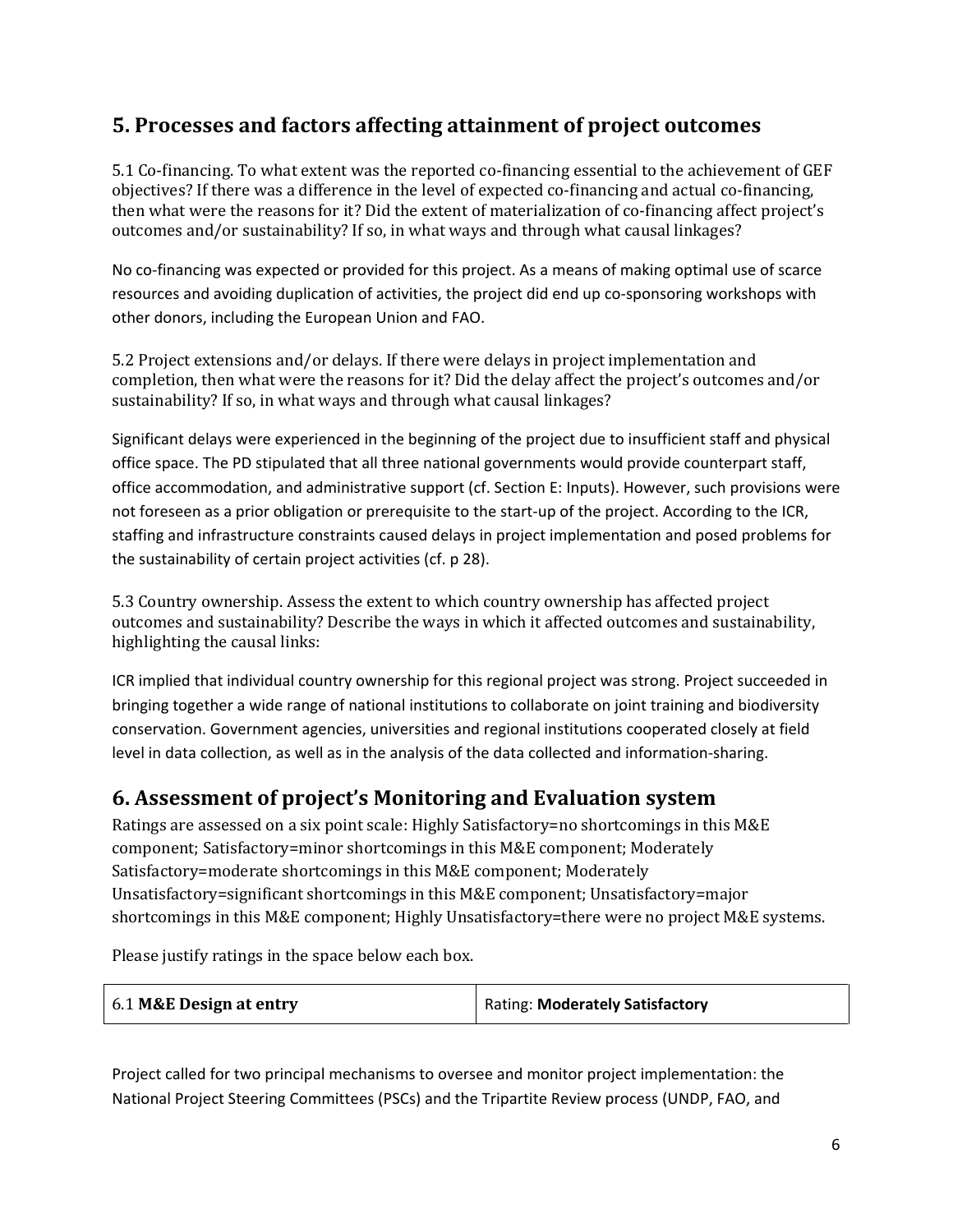## 5. Processes and factors affecting attainment of project outcomes

5.1 Co-financing. To what extent was the reported co-financing essential to the achievement of GEF objectives? If there was a difference in the level of expected co-financing and actual co-financing, then what were the reasons for it? Did the extent of materialization of co-financing affect project's outcomes and/or sustainability? If so, in what ways and through what causal linkages?

No co-financing was expected or provided for this project. As a means of making optimal use of scarce resources and avoiding duplication of activities, the project did end up co-sponsoring workshops with other donors, including the European Union and FAO.

5.2 Project extensions and/or delays. If there were delays in project implementation and completion, then what were the reasons for it? Did the delay affect the project's outcomes and/or sustainability? If so, in what ways and through what causal linkages?

Significant delays were experienced in the beginning of the project due to insufficient staff and physical office space. The PD stipulated that all three national governments would provide counterpart staff, office accommodation, and administrative support (cf. Section E: Inputs). However, such provisions were not foreseen as a prior obligation or prerequisite to the start-up of the project. According to the ICR, staffing and infrastructure constraints caused delays in project implementation and posed problems for the sustainability of certain project activities (cf. p 28).

5.3 Country ownership. Assess the extent to which country ownership has affected project outcomes and sustainability? Describe the ways in which it affected outcomes and sustainability, highlighting the causal links:

ICR implied that individual country ownership for this regional project was strong. Project succeeded in bringing together a wide range of national institutions to collaborate on joint training and biodiversity conservation. Government agencies, universities and regional institutions cooperated closely at field level in data collection, as well as in the analysis of the data collected and information-sharing.

## 6. Assessment of project's Monitoring and Evaluation system

Ratings are assessed on a six point scale: Highly Satisfactory=no shortcomings in this M&E component; Satisfactory=minor shortcomings in this M&E component; Moderately Satisfactory=moderate shortcomings in this M&E component; Moderately Unsatisfactory=significant shortcomings in this M&E component; Unsatisfactory=major shortcomings in this M&E component; Highly Unsatisfactory=there were no project M&E systems.

Please justify ratings in the space below each box.

| 6.1 **M&E Design at entry** | Rating: **Moderately Satisfactory** |
|---|---|

Project called for two principal mechanisms to oversee and monitor project implementation: the National Project Steering Committees (PSCs) and the Tripartite Review process (UNDP, FAO, and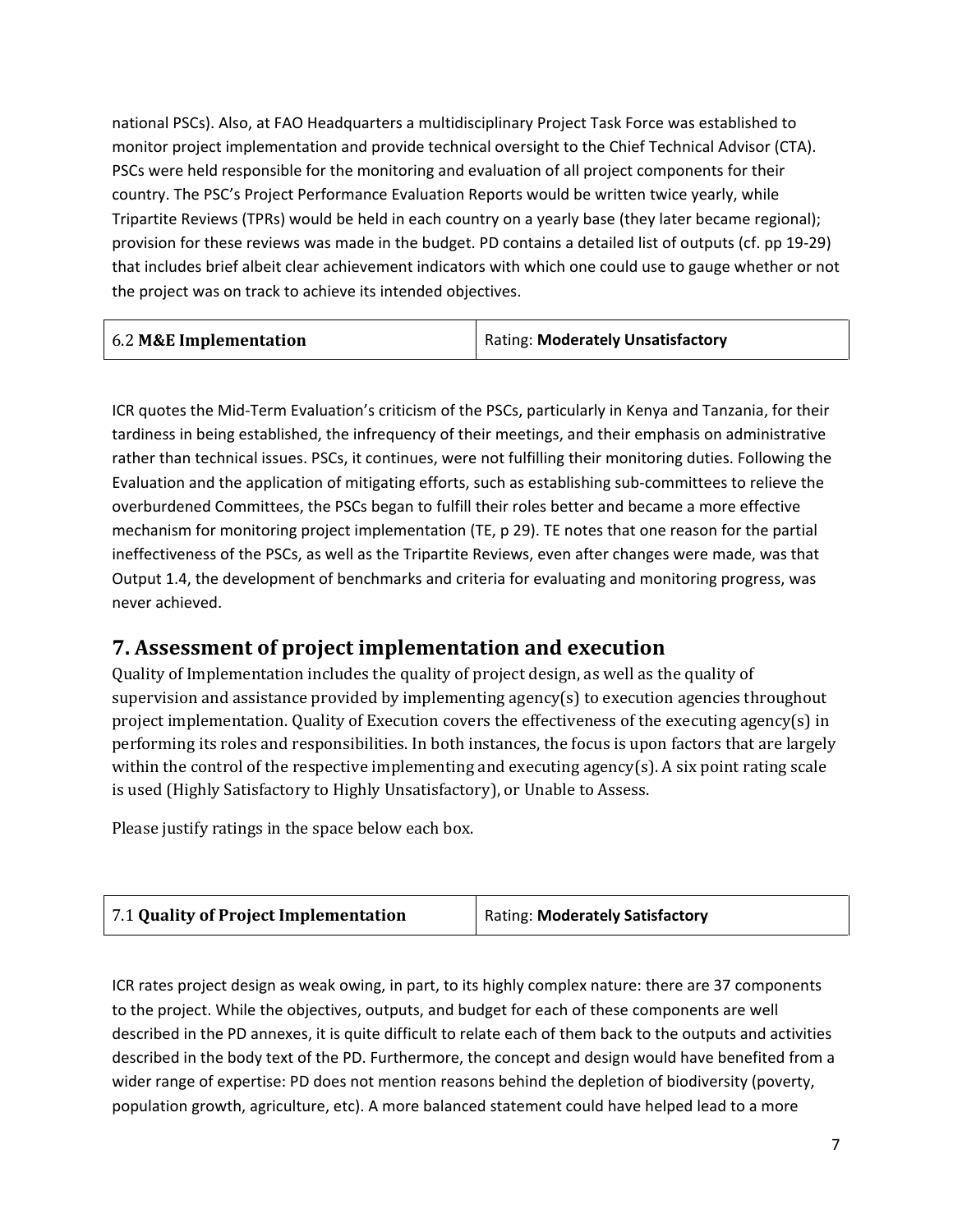national PSCs). Also, at FAO Headquarters a multidisciplinary Project Task Force was established to monitor project implementation and provide technical oversight to the Chief Technical Advisor (CTA). PSCs were held responsible for the monitoring and evaluation of all project components for their country. The PSC's Project Performance Evaluation Reports would be written twice yearly, while Tripartite Reviews (TPRs) would be held in each country on a yearly base (they later became regional); provision for these reviews was made in the budget. PD contains a detailed list of outputs (cf. pp 19-29) that includes brief albeit clear achievement indicators with which one could use to gauge whether or not the project was on track to achieve its intended objectives.

| 6.2 **M&E Implementation** | Rating: **Moderately Unsatisfactory** |
|---|---|

ICR quotes the Mid-Term Evaluation's criticism of the PSCs, particularly in Kenya and Tanzania, for their tardiness in being established, the infrequency of their meetings, and their emphasis on administrative rather than technical issues. PSCs, it continues, were not fulfilling their monitoring duties. Following the Evaluation and the application of mitigating efforts, such as establishing sub-committees to relieve the overburdened Committees, the PSCs began to fulfill their roles better and became a more effective mechanism for monitoring project implementation (TE, p 29). TE notes that one reason for the partial ineffectiveness of the PSCs, as well as the Tripartite Reviews, even after changes were made, was that Output 1.4, the development of benchmarks and criteria for evaluating and monitoring progress, was never achieved.

## 7. Assessment of project implementation and execution

Quality of Implementation includes the quality of project design, as well as the quality of supervision and assistance provided by implementing agency(s) to execution agencies throughout project implementation. Quality of Execution covers the effectiveness of the executing agency(s) in performing its roles and responsibilities. In both instances, the focus is upon factors that are largely within the control of the respective implementing and executing agency(s). A six point rating scale is used (Highly Satisfactory to Highly Unsatisfactory), or Unable to Assess.

Please justify ratings in the space below each box.

| 7.1 **Quality of Project Implementation** | Rating: **Moderately Satisfactory** |
|---|---|

ICR rates project design as weak owing, in part, to its highly complex nature: there are 37 components to the project. While the objectives, outputs, and budget for each of these components are well described in the PD annexes, it is quite difficult to relate each of them back to the outputs and activities described in the body text of the PD. Furthermore, the concept and design would have benefited from a wider range of expertise: PD does not mention reasons behind the depletion of biodiversity (poverty, population growth, agriculture, etc). A more balanced statement could have helped lead to a more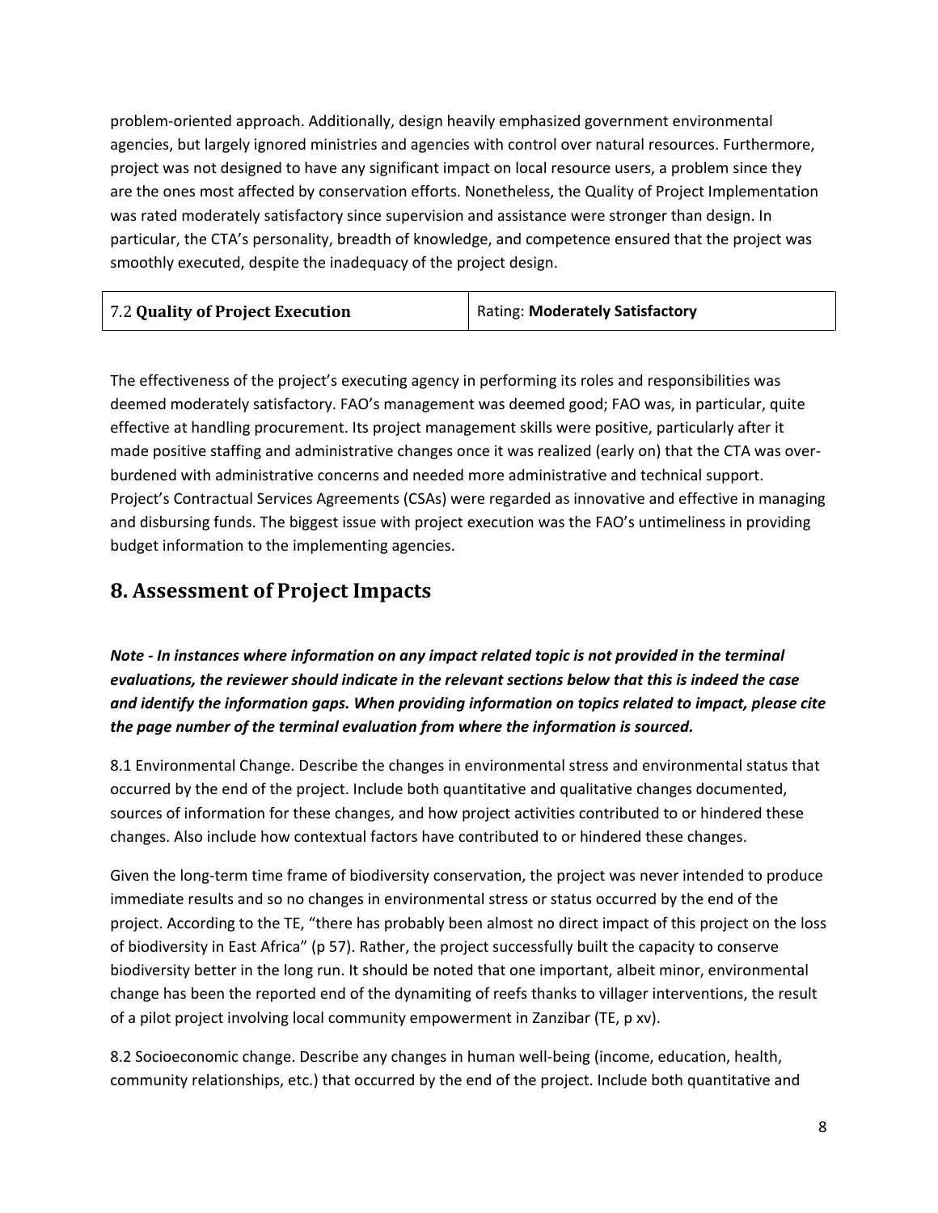problem-oriented approach. Additionally, design heavily emphasized government environmental agencies, but largely ignored ministries and agencies with control over natural resources. Furthermore, project was not designed to have any significant impact on local resource users, a problem since they are the ones most affected by conservation efforts. Nonetheless, the Quality of Project Implementation was rated moderately satisfactory since supervision and assistance were stronger than design. In particular, the CTA's personality, breadth of knowledge, and competence ensured that the project was smoothly executed, despite the inadequacy of the project design.

| 7.2 **Quality of Project Execution** | Rating: **Moderately Satisfactory** |
|---|---|

The effectiveness of the project's executing agency in performing its roles and responsibilities was deemed moderately satisfactory. FAO's management was deemed good; FAO was, in particular, quite effective at handling procurement. Its project management skills were positive, particularly after it made positive staffing and administrative changes once it was realized (early on) that the CTA was over-burdened with administrative concerns and needed more administrative and technical support. Project's Contractual Services Agreements (CSAs) were regarded as innovative and effective in managing and disbursing funds. The biggest issue with project execution was the FAO's untimeliness in providing budget information to the implementing agencies.

## 8. Assessment of Project Impacts

***Note - In instances where information on any impact related topic is not provided in the terminal evaluations, the reviewer should indicate in the relevant sections below that this is indeed the case and identify the information gaps. When providing information on topics related to impact, please cite the page number of the terminal evaluation from where the information is sourced.***

8.1 Environmental Change. Describe the changes in environmental stress and environmental status that occurred by the end of the project. Include both quantitative and qualitative changes documented, sources of information for these changes, and how project activities contributed to or hindered these changes. Also include how contextual factors have contributed to or hindered these changes.

Given the long-term time frame of biodiversity conservation, the project was never intended to produce immediate results and so no changes in environmental stress or status occurred by the end of the project. According to the TE, "there has probably been almost no direct impact of this project on the loss of biodiversity in East Africa" (p 57). Rather, the project successfully built the capacity to conserve biodiversity better in the long run. It should be noted that one important, albeit minor, environmental change has been the reported end of the dynamiting of reefs thanks to villager interventions, the result of a pilot project involving local community empowerment in Zanzibar (TE, p xv).

8.2 Socioeconomic change. Describe any changes in human well-being (income, education, health, community relationships, etc.) that occurred by the end of the project. Include both quantitative and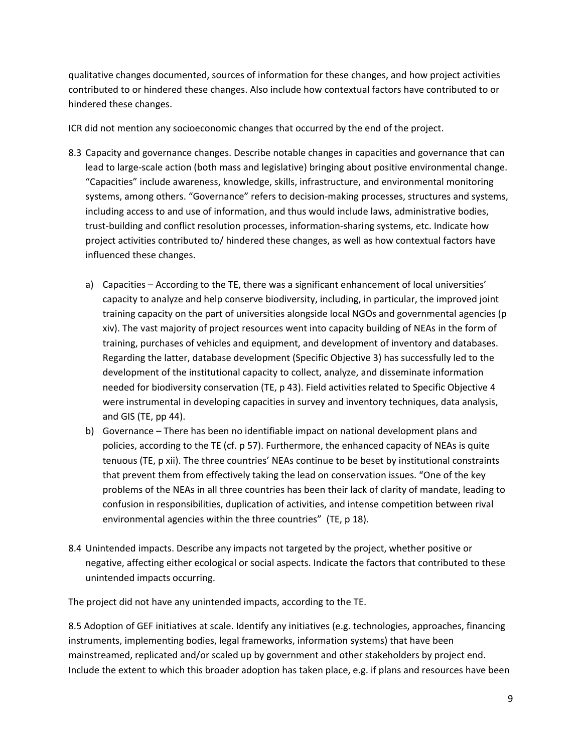qualitative changes documented, sources of information for these changes, and how project activities contributed to or hindered these changes. Also include how contextual factors have contributed to or hindered these changes.

ICR did not mention any socioeconomic changes that occurred by the end of the project.

8.3 Capacity and governance changes. Describe notable changes in capacities and governance that can lead to large-scale action (both mass and legislative) bringing about positive environmental change. "Capacities" include awareness, knowledge, skills, infrastructure, and environmental monitoring systems, among others. "Governance" refers to decision-making processes, structures and systems, including access to and use of information, and thus would include laws, administrative bodies, trust-building and conflict resolution processes, information-sharing systems, etc. Indicate how project activities contributed to/ hindered these changes, as well as how contextual factors have influenced these changes.

a) Capacities – According to the TE, there was a significant enhancement of local universities' capacity to analyze and help conserve biodiversity, including, in particular, the improved joint training capacity on the part of universities alongside local NGOs and governmental agencies (p xiv). The vast majority of project resources went into capacity building of NEAs in the form of training, purchases of vehicles and equipment, and development of inventory and databases. Regarding the latter, database development (Specific Objective 3) has successfully led to the development of the institutional capacity to collect, analyze, and disseminate information needed for biodiversity conservation (TE, p 43). Field activities related to Specific Objective 4 were instrumental in developing capacities in survey and inventory techniques, data analysis, and GIS (TE, pp 44).
b) Governance – There has been no identifiable impact on national development plans and policies, according to the TE (cf. p 57). Furthermore, the enhanced capacity of NEAs is quite tenuous (TE, p xii). The three countries' NEAs continue to be beset by institutional constraints that prevent them from effectively taking the lead on conservation issues. "One of the key problems of the NEAs in all three countries has been their lack of clarity of mandate, leading to confusion in responsibilities, duplication of activities, and intense competition between rival environmental agencies within the three countries" (TE, p 18).

8.4 Unintended impacts. Describe any impacts not targeted by the project, whether positive or negative, affecting either ecological or social aspects. Indicate the factors that contributed to these unintended impacts occurring.

The project did not have any unintended impacts, according to the TE.

8.5 Adoption of GEF initiatives at scale. Identify any initiatives (e.g. technologies, approaches, financing instruments, implementing bodies, legal frameworks, information systems) that have been mainstreamed, replicated and/or scaled up by government and other stakeholders by project end. Include the extent to which this broader adoption has taken place, e.g. if plans and resources have been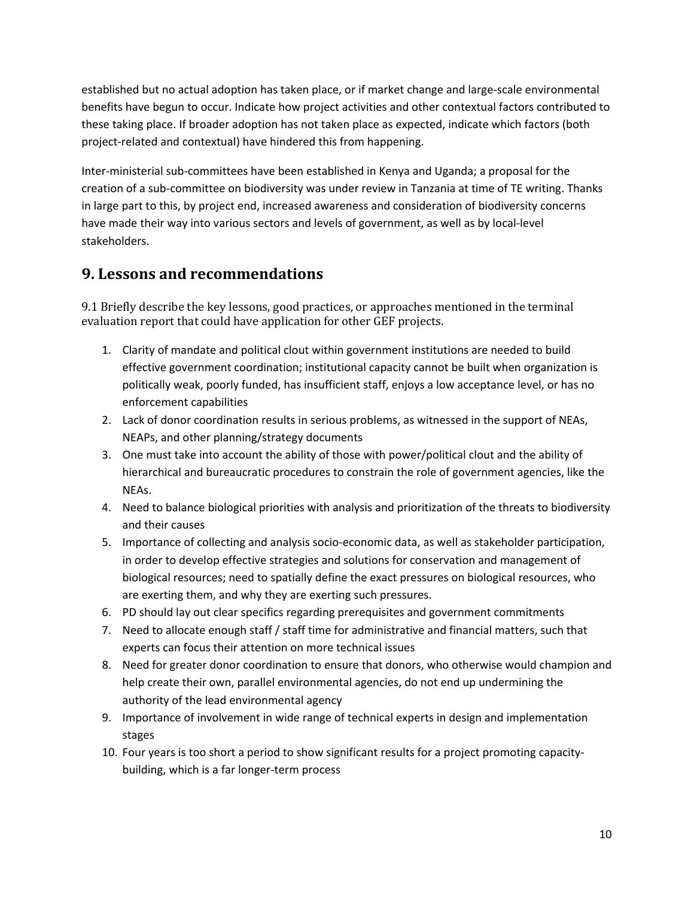established but no actual adoption has taken place, or if market change and large-scale environmental benefits have begun to occur. Indicate how project activities and other contextual factors contributed to these taking place. If broader adoption has not taken place as expected, indicate which factors (both project-related and contextual) have hindered this from happening.

Inter-ministerial sub-committees have been established in Kenya and Uganda; a proposal for the creation of a sub-committee on biodiversity was under review in Tanzania at time of TE writing. Thanks in large part to this, by project end, increased awareness and consideration of biodiversity concerns have made their way into various sectors and levels of government, as well as by local-level stakeholders.

## 9. Lessons and recommendations

9.1 Briefly describe the key lessons, good practices, or approaches mentioned in the terminal evaluation report that could have application for other GEF projects.

1. Clarity of mandate and political clout within government institutions are needed to build effective government coordination; institutional capacity cannot be built when organization is politically weak, poorly funded, has insufficient staff, enjoys a low acceptance level, or has no enforcement capabilities
2. Lack of donor coordination results in serious problems, as witnessed in the support of NEAs, NEAPs, and other planning/strategy documents
3. One must take into account the ability of those with power/political clout and the ability of hierarchical and bureaucratic procedures to constrain the role of government agencies, like the NEAs.
4. Need to balance biological priorities with analysis and prioritization of the threats to biodiversity and their causes
5. Importance of collecting and analysis socio-economic data, as well as stakeholder participation, in order to develop effective strategies and solutions for conservation and management of biological resources; need to spatially define the exact pressures on biological resources, who are exerting them, and why they are exerting such pressures.
6. PD should lay out clear specifics regarding prerequisites and government commitments
7. Need to allocate enough staff / staff time for administrative and financial matters, such that experts can focus their attention on more technical issues
8. Need for greater donor coordination to ensure that donors, who otherwise would champion and help create their own, parallel environmental agencies, do not end up undermining the authority of the lead environmental agency
9. Importance of involvement in wide range of technical experts in design and implementation stages
10. Four years is too short a period to show significant results for a project promoting capacity-building, which is a far longer-term process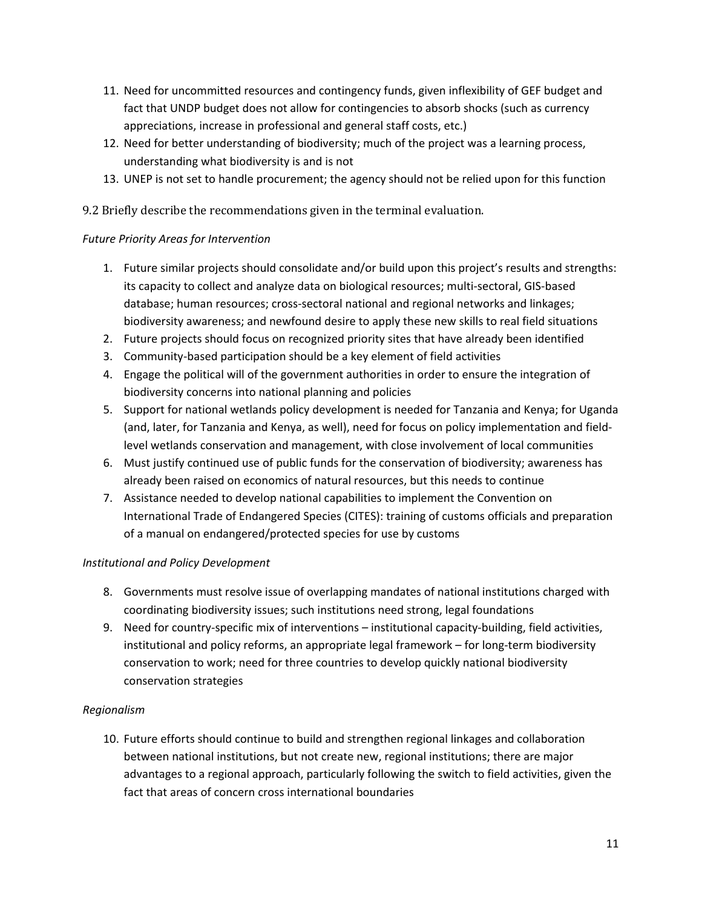11. Need for uncommitted resources and contingency funds, given inflexibility of GEF budget and fact that UNDP budget does not allow for contingencies to absorb shocks (such as currency appreciations, increase in professional and general staff costs, etc.)
12. Need for better understanding of biodiversity; much of the project was a learning process, understanding what biodiversity is and is not
13. UNEP is not set to handle procurement; the agency should not be relied upon for this function

### 9.2 Briefly describe the recommendations given in the terminal evaluation.

*Future Priority Areas for Intervention*

1. Future similar projects should consolidate and/or build upon this project's results and strengths: its capacity to collect and analyze data on biological resources; multi-sectoral, GIS-based database; human resources; cross-sectoral national and regional networks and linkages; biodiversity awareness; and newfound desire to apply these new skills to real field situations
2. Future projects should focus on recognized priority sites that have already been identified
3. Community-based participation should be a key element of field activities
4. Engage the political will of the government authorities in order to ensure the integration of biodiversity concerns into national planning and policies
5. Support for national wetlands policy development is needed for Tanzania and Kenya; for Uganda (and, later, for Tanzania and Kenya, as well), need for focus on policy implementation and field-level wetlands conservation and management, with close involvement of local communities
6. Must justify continued use of public funds for the conservation of biodiversity; awareness has already been raised on economics of natural resources, but this needs to continue
7. Assistance needed to develop national capabilities to implement the Convention on International Trade of Endangered Species (CITES): training of customs officials and preparation of a manual on endangered/protected species for use by customs

*Institutional and Policy Development*

8. Governments must resolve issue of overlapping mandates of national institutions charged with coordinating biodiversity issues; such institutions need strong, legal foundations
9. Need for country-specific mix of interventions – institutional capacity-building, field activities, institutional and policy reforms, an appropriate legal framework – for long-term biodiversity conservation to work; need for three countries to develop quickly national biodiversity conservation strategies

*Regionalism*

10. Future efforts should continue to build and strengthen regional linkages and collaboration between national institutions, but not create new, regional institutions; there are major advantages to a regional approach, particularly following the switch to field activities, given the fact that areas of concern cross international boundaries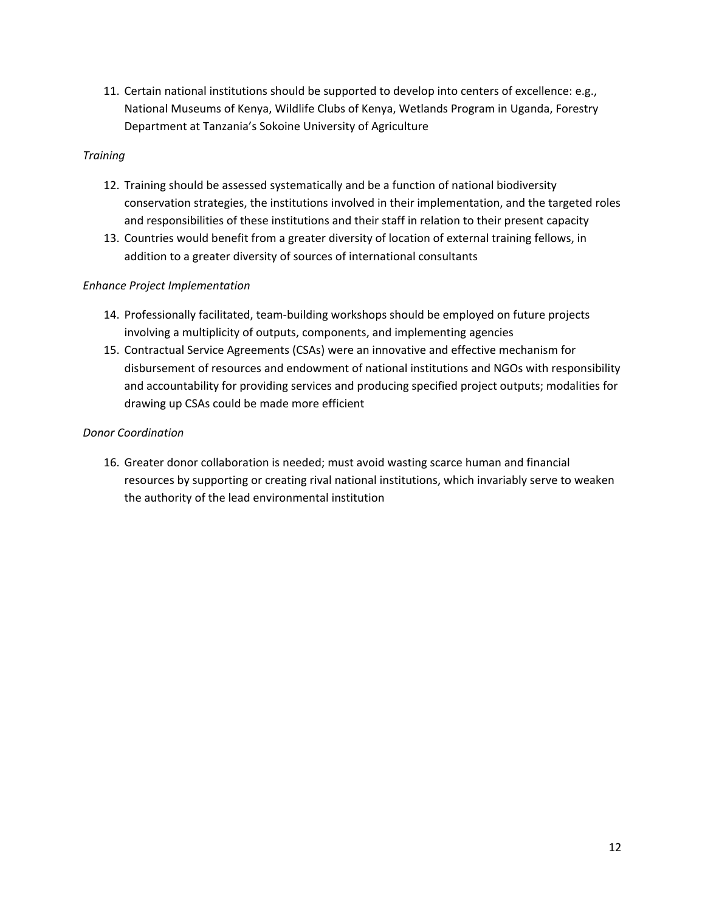11. Certain national institutions should be supported to develop into centers of excellence: e.g., National Museums of Kenya, Wildlife Clubs of Kenya, Wetlands Program in Uganda, Forestry Department at Tanzania's Sokoine University of Agriculture

*Training*

12. Training should be assessed systematically and be a function of national biodiversity conservation strategies, the institutions involved in their implementation, and the targeted roles and responsibilities of these institutions and their staff in relation to their present capacity
13. Countries would benefit from a greater diversity of location of external training fellows, in addition to a greater diversity of sources of international consultants

*Enhance Project Implementation*

14. Professionally facilitated, team-building workshops should be employed on future projects involving a multiplicity of outputs, components, and implementing agencies
15. Contractual Service Agreements (CSAs) were an innovative and effective mechanism for disbursement of resources and endowment of national institutions and NGOs with responsibility and accountability for providing services and producing specified project outputs; modalities for drawing up CSAs could be made more efficient

*Donor Coordination*

16. Greater donor collaboration is needed; must avoid wasting scarce human and financial resources by supporting or creating rival national institutions, which invariably serve to weaken the authority of the lead environmental institution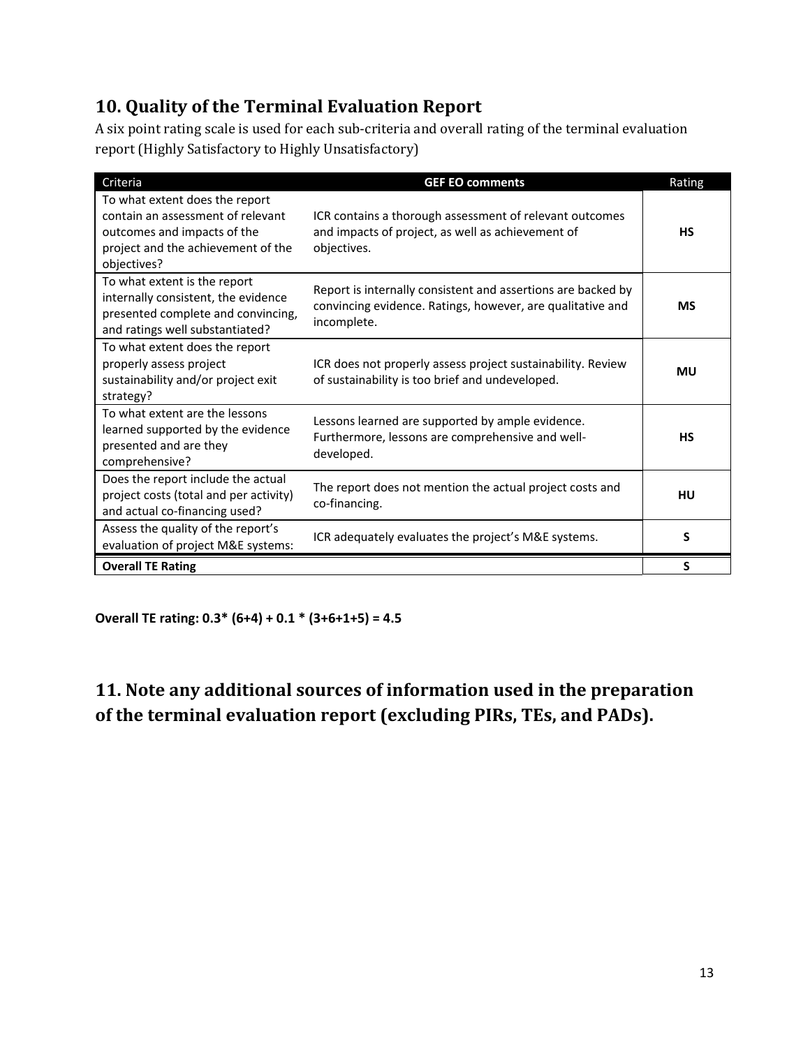## 10. Quality of the Terminal Evaluation Report

A six point rating scale is used for each sub-criteria and overall rating of the terminal evaluation report (Highly Satisfactory to Highly Unsatisfactory)

| Criteria | GEF EO comments | Rating |
|---|---|---|
| To what extent does the report contain an assessment of relevant outcomes and impacts of the project and the achievement of the objectives? | ICR contains a thorough assessment of relevant outcomes and impacts of project, as well as achievement of objectives. | **HS** |
| To what extent is the report internally consistent, the evidence presented complete and convincing, and ratings well substantiated? | Report is internally consistent and assertions are backed by convincing evidence. Ratings, however, are qualitative and incomplete. | **MS** |
| To what extent does the report properly assess project sustainability and/or project exit strategy? | ICR does not properly assess project sustainability. Review of sustainability is too brief and undeveloped. | **MU** |
| To what extent are the lessons learned supported by the evidence presented and are they comprehensive? | Lessons learned are supported by ample evidence. Furthermore, lessons are comprehensive and well-developed. | **HS** |
| Does the report include the actual project costs (total and per activity) and actual co-financing used? | The report does not mention the actual project costs and co-financing. | **HU** |
| Assess the quality of the report's evaluation of project M&E systems: | ICR adequately evaluates the project's M&E systems. | **S** |
| **Overall TE Rating** | | **S** |

**Overall TE rating: 0.3* (6+4) + 0.1 * (3+6+1+5) = 4.5**

## 11. Note any additional sources of information used in the preparation of the terminal evaluation report (excluding PIRs, TEs, and PADs).